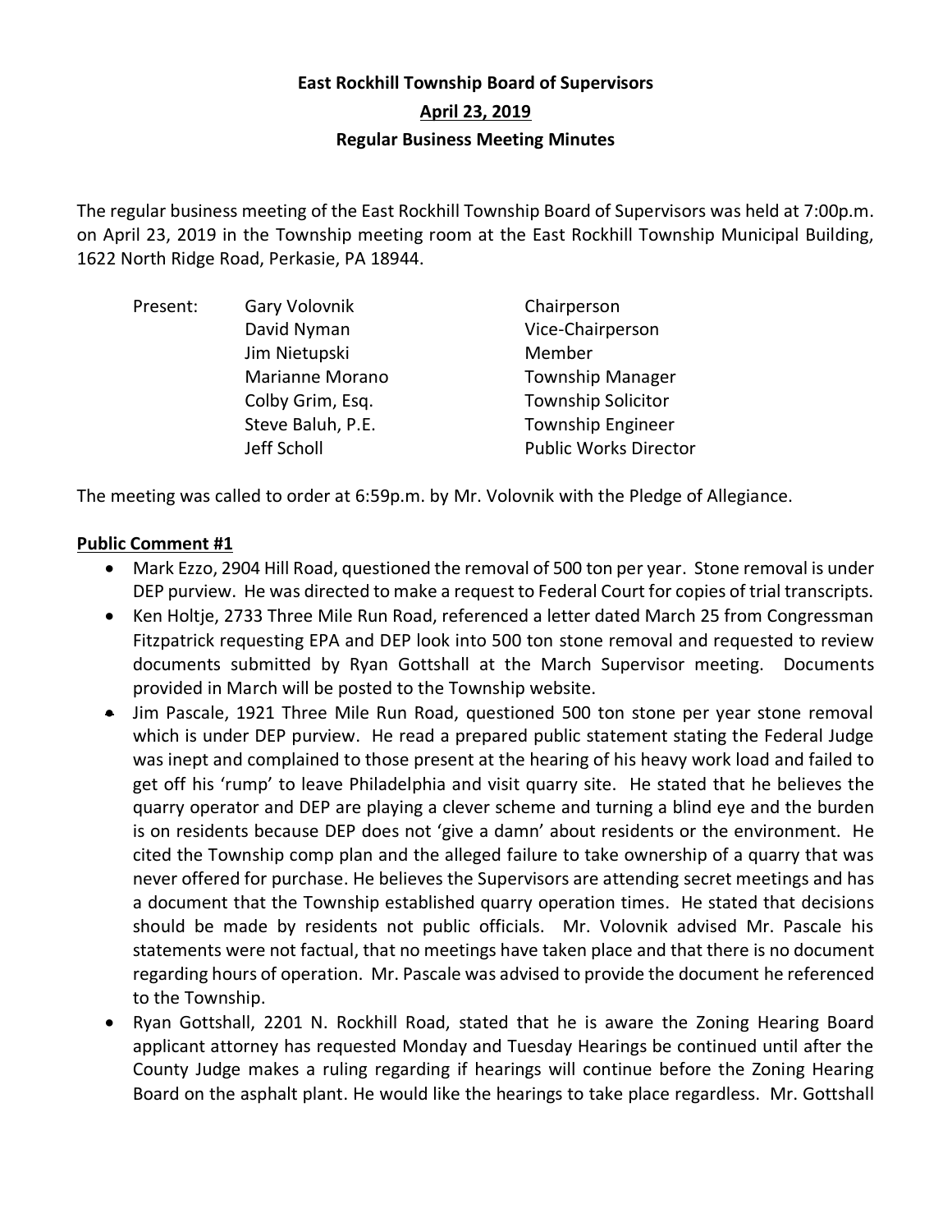**East Rockhill Township Board of Supervisors**

**April 23, 2019**

**Regular Business Meeting Minutes**

The regular business meeting of the East Rockhill Township Board of Supervisors was held at 7:00p.m. on April 23, 2019 in the Township meeting room at the East Rockhill Township Municipal Building, 1622 North Ridge Road, Perkasie, PA 18944.

| Present: | Gary Volovnik | Chairperson |
|---|---|---|
| | David Nyman | Vice-Chairperson |
| | Jim Nietupski | Member |
| | Marianne Morano | Township Manager |
| | Colby Grim, Esq. | Township Solicitor |
| | Steve Baluh, P.E. | Township Engineer |
| | Jeff Scholl | Public Works Director |

The meeting was called to order at 6:59p.m. by Mr. Volovnik with the Pledge of Allegiance.

**Public Comment #1**

- Mark Ezzo, 2904 Hill Road, questioned the removal of 500 ton per year. Stone removal is under DEP purview. He was directed to make a request to Federal Court for copies of trial transcripts.
- Ken Holtje, 2733 Three Mile Run Road, referenced a letter dated March 25 from Congressman Fitzpatrick requesting EPA and DEP look into 500 ton stone removal and requested to review documents submitted by Ryan Gottshall at the March Supervisor meeting. Documents provided in March will be posted to the Township website.
- Jim Pascale, 1921 Three Mile Run Road, questioned 500 ton stone per year stone removal which is under DEP purview. He read a prepared public statement stating the Federal Judge was inept and complained to those present at the hearing of his heavy work load and failed to get off his 'rump' to leave Philadelphia and visit quarry site. He stated that he believes the quarry operator and DEP are playing a clever scheme and turning a blind eye and the burden is on residents because DEP does not 'give a damn' about residents or the environment. He cited the Township comp plan and the alleged failure to take ownership of a quarry that was never offered for purchase. He believes the Supervisors are attending secret meetings and has a document that the Township established quarry operation times. He stated that decisions should be made by residents not public officials. Mr. Volovnik advised Mr. Pascale his statements were not factual, that no meetings have taken place and that there is no document regarding hours of operation. Mr. Pascale was advised to provide the document he referenced to the Township.
- Ryan Gottshall, 2201 N. Rockhill Road, stated that he is aware the Zoning Hearing Board applicant attorney has requested Monday and Tuesday Hearings be continued until after the County Judge makes a ruling regarding if hearings will continue before the Zoning Hearing Board on the asphalt plant. He would like the hearings to take place regardless. Mr. Gottshall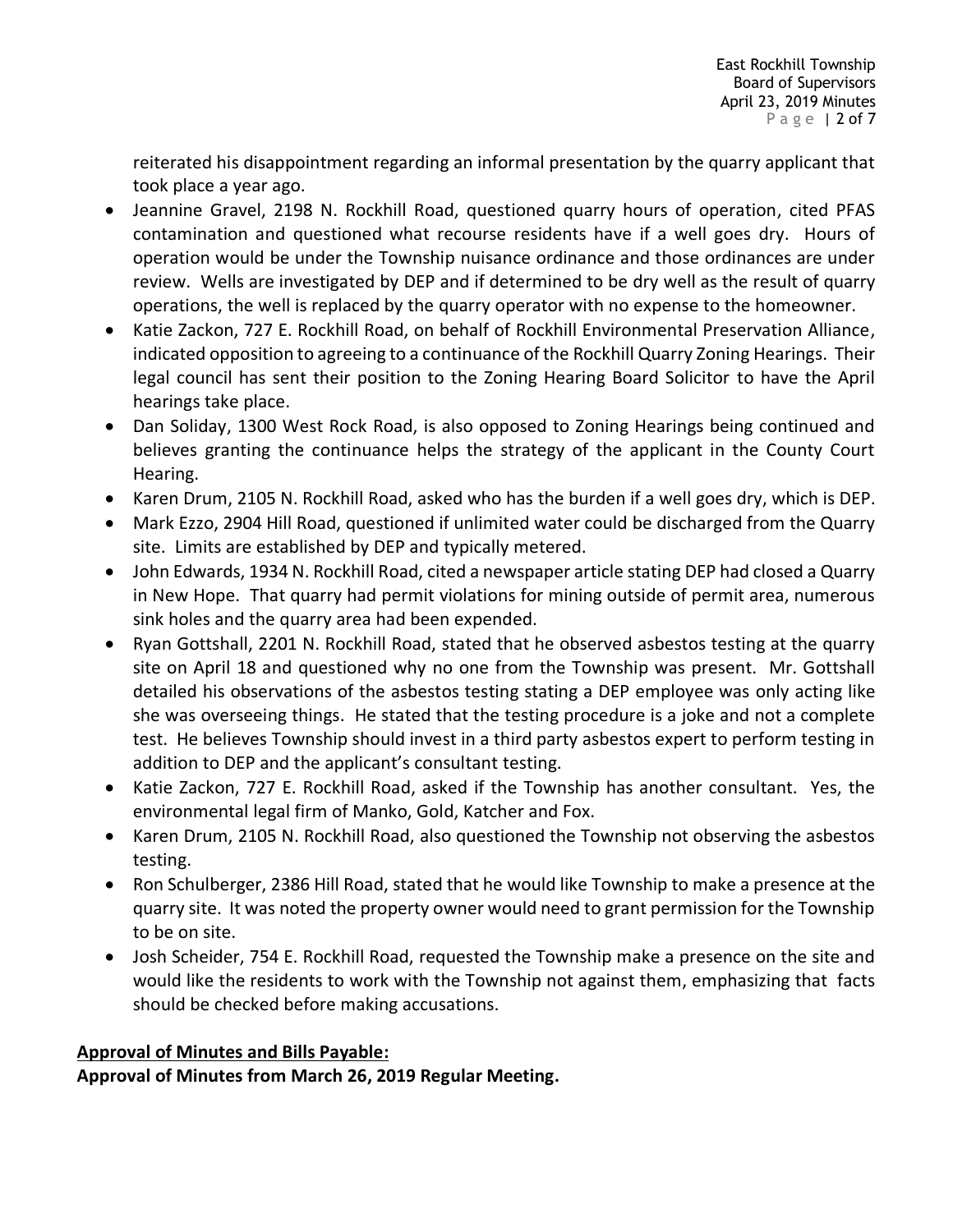reiterated his disappointment regarding an informal presentation by the quarry applicant that took place a year ago.

- Jeannine Gravel, 2198 N. Rockhill Road, questioned quarry hours of operation, cited PFAS contamination and questioned what recourse residents have if a well goes dry. Hours of operation would be under the Township nuisance ordinance and those ordinances are under review. Wells are investigated by DEP and if determined to be dry well as the result of quarry operations, the well is replaced by the quarry operator with no expense to the homeowner.
- Katie Zackon, 727 E. Rockhill Road, on behalf of Rockhill Environmental Preservation Alliance, indicated opposition to agreeing to a continuance of the Rockhill Quarry Zoning Hearings. Their legal council has sent their position to the Zoning Hearing Board Solicitor to have the April hearings take place.
- Dan Soliday, 1300 West Rock Road, is also opposed to Zoning Hearings being continued and believes granting the continuance helps the strategy of the applicant in the County Court Hearing.
- Karen Drum, 2105 N. Rockhill Road, asked who has the burden if a well goes dry, which is DEP.
- Mark Ezzo, 2904 Hill Road, questioned if unlimited water could be discharged from the Quarry site. Limits are established by DEP and typically metered.
- John Edwards, 1934 N. Rockhill Road, cited a newspaper article stating DEP had closed a Quarry in New Hope. That quarry had permit violations for mining outside of permit area, numerous sink holes and the quarry area had been expended.
- Ryan Gottshall, 2201 N. Rockhill Road, stated that he observed asbestos testing at the quarry site on April 18 and questioned why no one from the Township was present. Mr. Gottshall detailed his observations of the asbestos testing stating a DEP employee was only acting like she was overseeing things. He stated that the testing procedure is a joke and not a complete test. He believes Township should invest in a third party asbestos expert to perform testing in addition to DEP and the applicant's consultant testing.
- Katie Zackon, 727 E. Rockhill Road, asked if the Township has another consultant. Yes, the environmental legal firm of Manko, Gold, Katcher and Fox.
- Karen Drum, 2105 N. Rockhill Road, also questioned the Township not observing the asbestos testing.
- Ron Schulberger, 2386 Hill Road, stated that he would like Township to make a presence at the quarry site. It was noted the property owner would need to grant permission for the Township to be on site.
- Josh Scheider, 754 E. Rockhill Road, requested the Township make a presence on the site and would like the residents to work with the Township not against them, emphasizing that facts should be checked before making accusations.

**<u>Approval of Minutes and Bills Payable:</u>**

**Approval of Minutes from March 26, 2019 Regular Meeting.**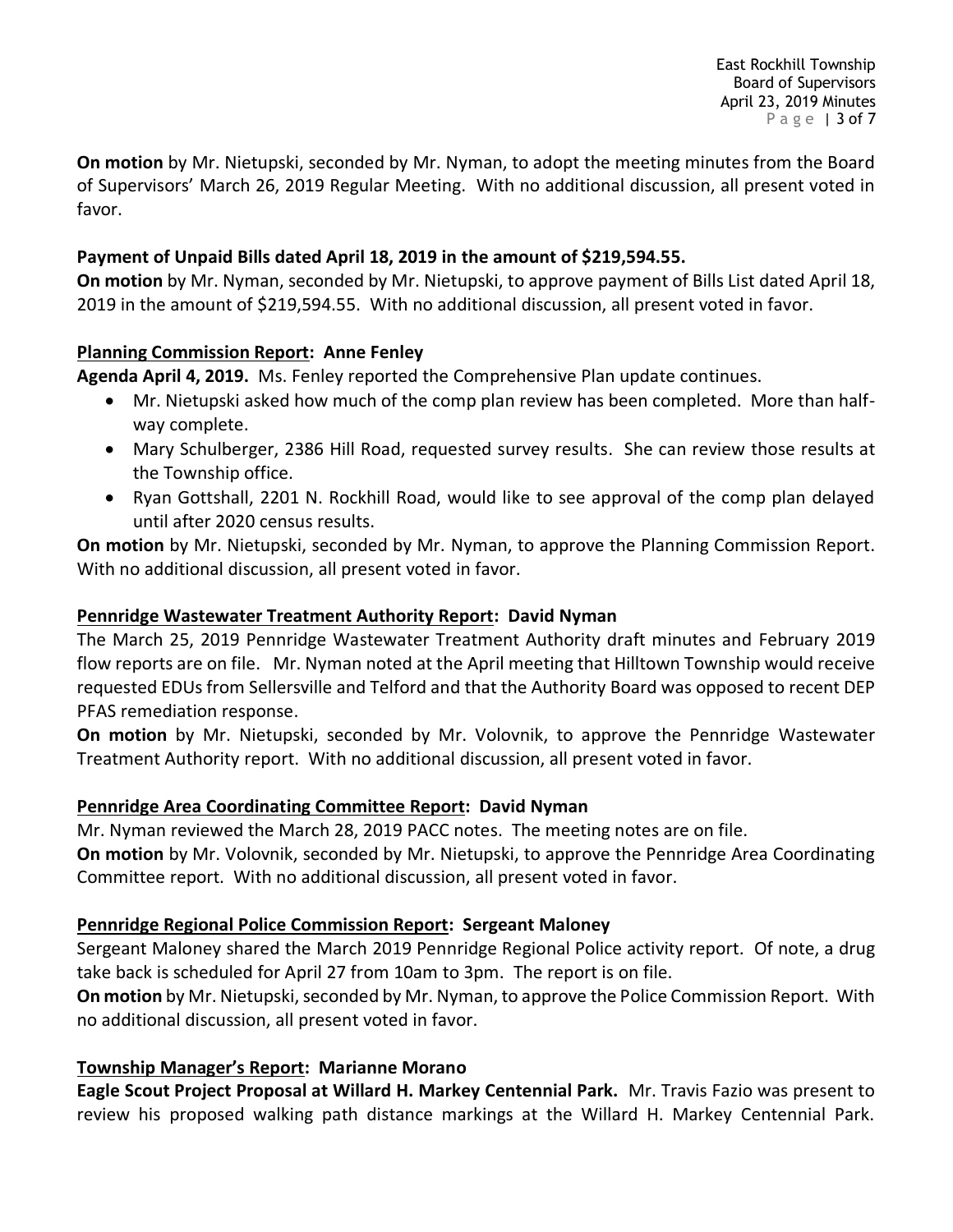**On motion** by Mr. Nietupski, seconded by Mr. Nyman, to adopt the meeting minutes from the Board of Supervisors' March 26, 2019 Regular Meeting. With no additional discussion, all present voted in favor.

**Payment of Unpaid Bills dated April 18, 2019 in the amount of $219,594.55.**
**On motion** by Mr. Nyman, seconded by Mr. Nietupski, to approve payment of Bills List dated April 18, 2019 in the amount of $219,594.55. With no additional discussion, all present voted in favor.

**Planning Commission Report: Anne Fenley**
**Agenda April 4, 2019.** Ms. Fenley reported the Comprehensive Plan update continues.

- Mr. Nietupski asked how much of the comp plan review has been completed. More than half-way complete.
- Mary Schulberger, 2386 Hill Road, requested survey results. She can review those results at the Township office.
- Ryan Gottshall, 2201 N. Rockhill Road, would like to see approval of the comp plan delayed until after 2020 census results.

**On motion** by Mr. Nietupski, seconded by Mr. Nyman, to approve the Planning Commission Report. With no additional discussion, all present voted in favor.

**Pennridge Wastewater Treatment Authority Report: David Nyman**
The March 25, 2019 Pennridge Wastewater Treatment Authority draft minutes and February 2019 flow reports are on file. Mr. Nyman noted at the April meeting that Hilltown Township would receive requested EDUs from Sellersville and Telford and that the Authority Board was opposed to recent DEP PFAS remediation response.
**On motion** by Mr. Nietupski, seconded by Mr. Volovnik, to approve the Pennridge Wastewater Treatment Authority report. With no additional discussion, all present voted in favor.

**Pennridge Area Coordinating Committee Report: David Nyman**
Mr. Nyman reviewed the March 28, 2019 PACC notes. The meeting notes are on file.
**On motion** by Mr. Volovnik, seconded by Mr. Nietupski, to approve the Pennridge Area Coordinating Committee report. With no additional discussion, all present voted in favor.

**Pennridge Regional Police Commission Report: Sergeant Maloney**
Sergeant Maloney shared the March 2019 Pennridge Regional Police activity report. Of note, a drug take back is scheduled for April 27 from 10am to 3pm. The report is on file.
**On motion** by Mr. Nietupski, seconded by Mr. Nyman, to approve the Police Commission Report. With no additional discussion, all present voted in favor.

**Township Manager's Report: Marianne Morano**
**Eagle Scout Project Proposal at Willard H. Markey Centennial Park.** Mr. Travis Fazio was present to review his proposed walking path distance markings at the Willard H. Markey Centennial Park.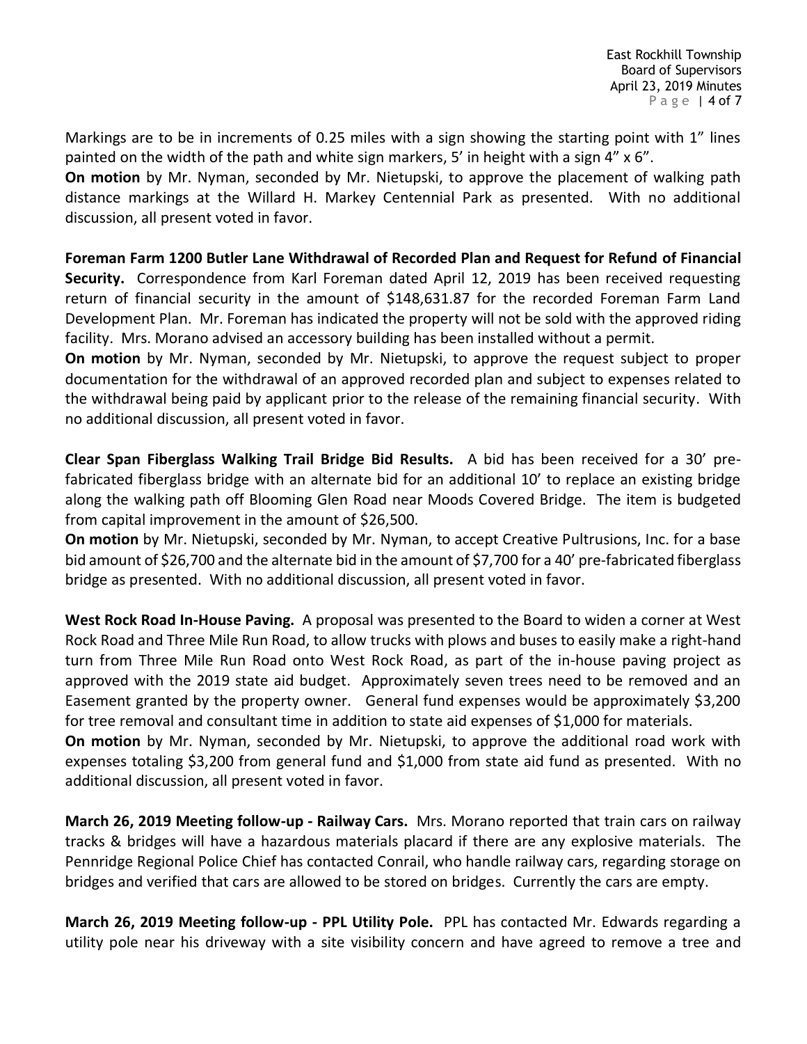Markings are to be in increments of 0.25 miles with a sign showing the starting point with 1" lines painted on the width of the path and white sign markers, 5' in height with a sign 4" x 6".

**On motion** by Mr. Nyman, seconded by Mr. Nietupski, to approve the placement of walking path distance markings at the Willard H. Markey Centennial Park as presented. With no additional discussion, all present voted in favor.

**Foreman Farm 1200 Butler Lane Withdrawal of Recorded Plan and Request for Refund of Financial Security.** Correspondence from Karl Foreman dated April 12, 2019 has been received requesting return of financial security in the amount of $148,631.87 for the recorded Foreman Farm Land Development Plan. Mr. Foreman has indicated the property will not be sold with the approved riding facility. Mrs. Morano advised an accessory building has been installed without a permit.

**On motion** by Mr. Nyman, seconded by Mr. Nietupski, to approve the request subject to proper documentation for the withdrawal of an approved recorded plan and subject to expenses related to the withdrawal being paid by applicant prior to the release of the remaining financial security. With no additional discussion, all present voted in favor.

**Clear Span Fiberglass Walking Trail Bridge Bid Results.** A bid has been received for a 30' pre-fabricated fiberglass bridge with an alternate bid for an additional 10' to replace an existing bridge along the walking path off Blooming Glen Road near Moods Covered Bridge. The item is budgeted from capital improvement in the amount of $26,500.

**On motion** by Mr. Nietupski, seconded by Mr. Nyman, to accept Creative Pultrusions, Inc. for a base bid amount of $26,700 and the alternate bid in the amount of $7,700 for a 40' pre-fabricated fiberglass bridge as presented. With no additional discussion, all present voted in favor.

**West Rock Road In-House Paving.** A proposal was presented to the Board to widen a corner at West Rock Road and Three Mile Run Road, to allow trucks with plows and buses to easily make a right-hand turn from Three Mile Run Road onto West Rock Road, as part of the in-house paving project as approved with the 2019 state aid budget. Approximately seven trees need to be removed and an Easement granted by the property owner. General fund expenses would be approximately $3,200 for tree removal and consultant time in addition to state aid expenses of $1,000 for materials.

**On motion** by Mr. Nyman, seconded by Mr. Nietupski, to approve the additional road work with expenses totaling $3,200 from general fund and $1,000 from state aid fund as presented. With no additional discussion, all present voted in favor.

**March 26, 2019 Meeting follow-up - Railway Cars.** Mrs. Morano reported that train cars on railway tracks & bridges will have a hazardous materials placard if there are any explosive materials. The Pennridge Regional Police Chief has contacted Conrail, who handle railway cars, regarding storage on bridges and verified that cars are allowed to be stored on bridges. Currently the cars are empty.

**March 26, 2019 Meeting follow-up - PPL Utility Pole.** PPL has contacted Mr. Edwards regarding a utility pole near his driveway with a site visibility concern and have agreed to remove a tree and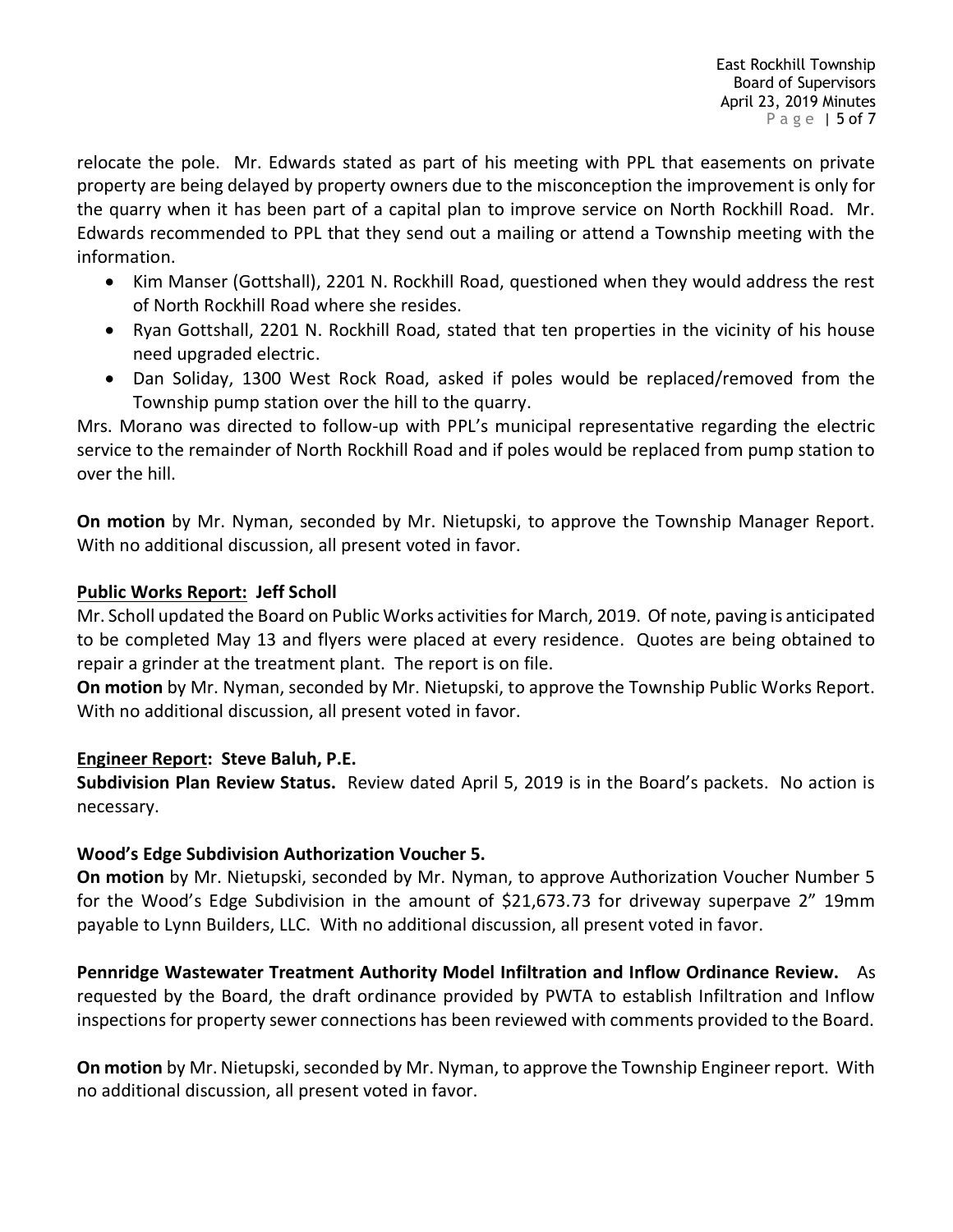relocate the pole. Mr. Edwards stated as part of his meeting with PPL that easements on private property are being delayed by property owners due to the misconception the improvement is only for the quarry when it has been part of a capital plan to improve service on North Rockhill Road. Mr. Edwards recommended to PPL that they send out a mailing or attend a Township meeting with the information.

- Kim Manser (Gottshall), 2201 N. Rockhill Road, questioned when they would address the rest of North Rockhill Road where she resides.
- Ryan Gottshall, 2201 N. Rockhill Road, stated that ten properties in the vicinity of his house need upgraded electric.
- Dan Soliday, 1300 West Rock Road, asked if poles would be replaced/removed from the Township pump station over the hill to the quarry.

Mrs. Morano was directed to follow-up with PPL's municipal representative regarding the electric service to the remainder of North Rockhill Road and if poles would be replaced from pump station to over the hill.

**On motion** by Mr. Nyman, seconded by Mr. Nietupski, to approve the Township Manager Report. With no additional discussion, all present voted in favor.

**Public Works Report: Jeff Scholl**

Mr. Scholl updated the Board on Public Works activities for March, 2019. Of note, paving is anticipated to be completed May 13 and flyers were placed at every residence. Quotes are being obtained to repair a grinder at the treatment plant. The report is on file.

**On motion** by Mr. Nyman, seconded by Mr. Nietupski, to approve the Township Public Works Report. With no additional discussion, all present voted in favor.

**Engineer Report: Steve Baluh, P.E.**

**Subdivision Plan Review Status.** Review dated April 5, 2019 is in the Board's packets. No action is necessary.

**Wood's Edge Subdivision Authorization Voucher 5.**

**On motion** by Mr. Nietupski, seconded by Mr. Nyman, to approve Authorization Voucher Number 5 for the Wood's Edge Subdivision in the amount of $21,673.73 for driveway superpave 2" 19mm payable to Lynn Builders, LLC. With no additional discussion, all present voted in favor.

**Pennridge Wastewater Treatment Authority Model Infiltration and Inflow Ordinance Review.** As requested by the Board, the draft ordinance provided by PWTA to establish Infiltration and Inflow inspections for property sewer connections has been reviewed with comments provided to the Board.

**On motion** by Mr. Nietupski, seconded by Mr. Nyman, to approve the Township Engineer report. With no additional discussion, all present voted in favor.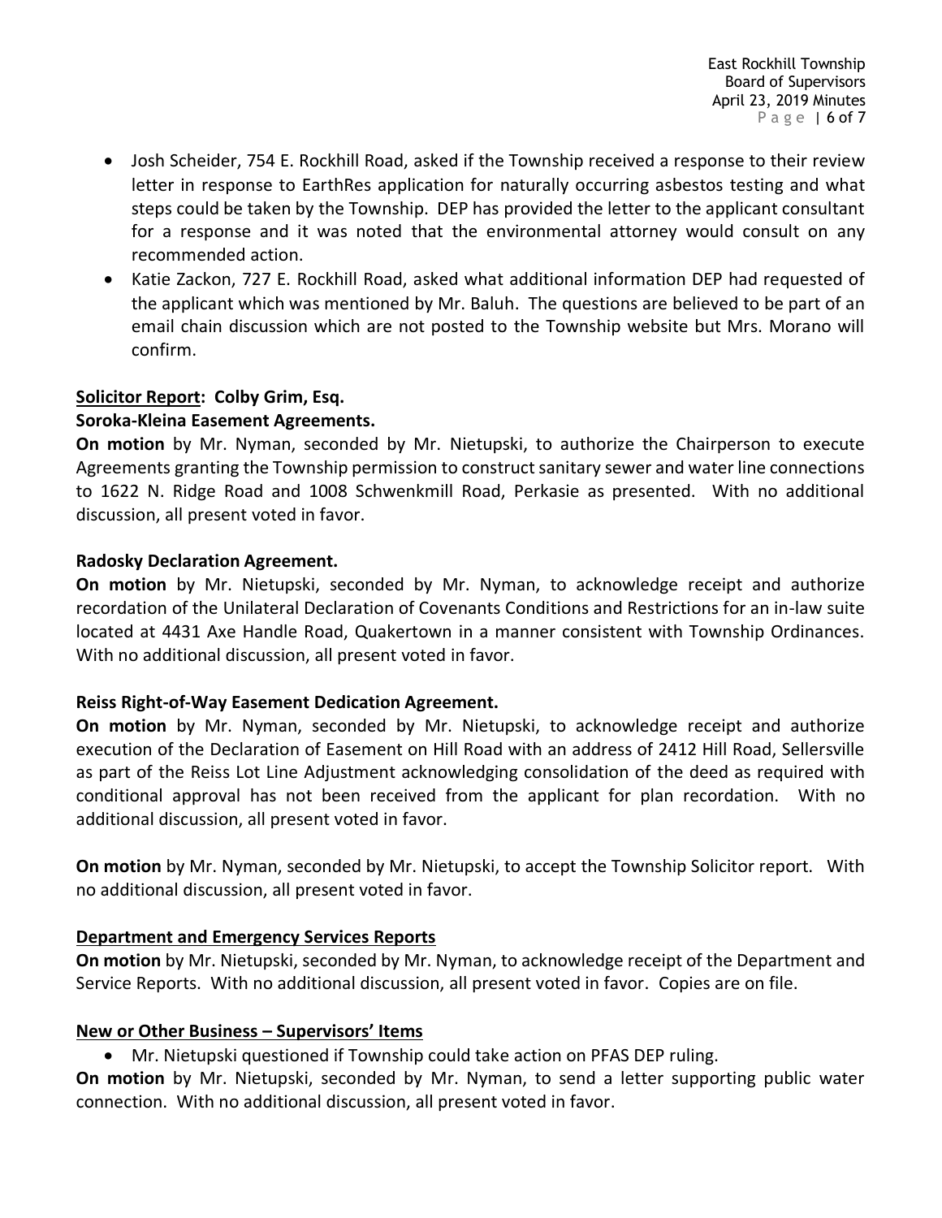- Josh Scheider, 754 E. Rockhill Road, asked if the Township received a response to their review letter in response to EarthRes application for naturally occurring asbestos testing and what steps could be taken by the Township. DEP has provided the letter to the applicant consultant for a response and it was noted that the environmental attorney would consult on any recommended action.
- Katie Zackon, 727 E. Rockhill Road, asked what additional information DEP had requested of the applicant which was mentioned by Mr. Baluh. The questions are believed to be part of an email chain discussion which are not posted to the Township website but Mrs. Morano will confirm.

**<u>Solicitor Report</u>: Colby Grim, Esq.**

**Soroka-Kleina Easement Agreements.**

**On motion** by Mr. Nyman, seconded by Mr. Nietupski, to authorize the Chairperson to execute Agreements granting the Township permission to construct sanitary sewer and water line connections to 1622 N. Ridge Road and 1008 Schwenkmill Road, Perkasie as presented. With no additional discussion, all present voted in favor.

**Radosky Declaration Agreement.**

**On motion** by Mr. Nietupski, seconded by Mr. Nyman, to acknowledge receipt and authorize recordation of the Unilateral Declaration of Covenants Conditions and Restrictions for an in-law suite located at 4431 Axe Handle Road, Quakertown in a manner consistent with Township Ordinances. With no additional discussion, all present voted in favor.

**Reiss Right-of-Way Easement Dedication Agreement.**

**On motion** by Mr. Nyman, seconded by Mr. Nietupski, to acknowledge receipt and authorize execution of the Declaration of Easement on Hill Road with an address of 2412 Hill Road, Sellersville as part of the Reiss Lot Line Adjustment acknowledging consolidation of the deed as required with conditional approval has not been received from the applicant for plan recordation. With no additional discussion, all present voted in favor.

**On motion** by Mr. Nyman, seconded by Mr. Nietupski, to accept the Township Solicitor report. With no additional discussion, all present voted in favor.

**<u>Department and Emergency Services Reports</u>**

**On motion** by Mr. Nietupski, seconded by Mr. Nyman, to acknowledge receipt of the Department and Service Reports. With no additional discussion, all present voted in favor. Copies are on file.

**<u>New or Other Business – Supervisors' Items</u>**

- Mr. Nietupski questioned if Township could take action on PFAS DEP ruling.

**On motion** by Mr. Nietupski, seconded by Mr. Nyman, to send a letter supporting public water connection. With no additional discussion, all present voted in favor.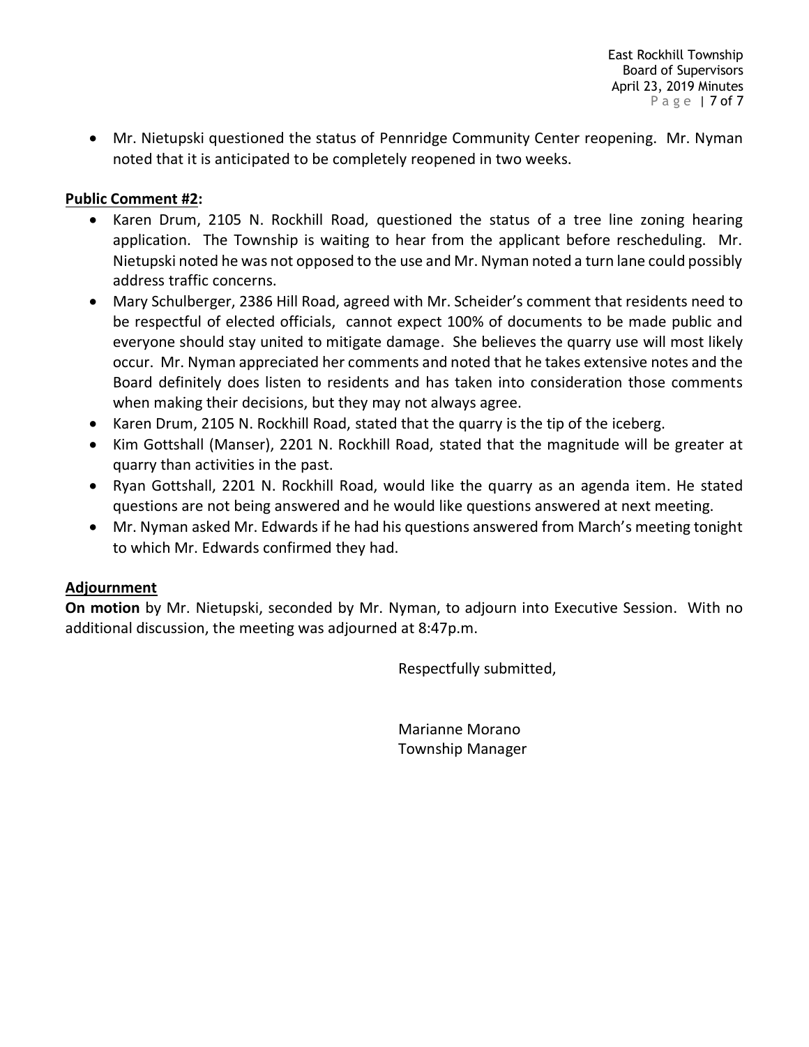- Mr. Nietupski questioned the status of Pennridge Community Center reopening. Mr. Nyman noted that it is anticipated to be completely reopened in two weeks.

**Public Comment #2:**

- Karen Drum, 2105 N. Rockhill Road, questioned the status of a tree line zoning hearing application. The Township is waiting to hear from the applicant before rescheduling. Mr. Nietupski noted he was not opposed to the use and Mr. Nyman noted a turn lane could possibly address traffic concerns.
- Mary Schulberger, 2386 Hill Road, agreed with Mr. Scheider's comment that residents need to be respectful of elected officials, cannot expect 100% of documents to be made public and everyone should stay united to mitigate damage. She believes the quarry use will most likely occur. Mr. Nyman appreciated her comments and noted that he takes extensive notes and the Board definitely does listen to residents and has taken into consideration those comments when making their decisions, but they may not always agree.
- Karen Drum, 2105 N. Rockhill Road, stated that the quarry is the tip of the iceberg.
- Kim Gottshall (Manser), 2201 N. Rockhill Road, stated that the magnitude will be greater at quarry than activities in the past.
- Ryan Gottshall, 2201 N. Rockhill Road, would like the quarry as an agenda item. He stated questions are not being answered and he would like questions answered at next meeting.
- Mr. Nyman asked Mr. Edwards if he had his questions answered from March's meeting tonight to which Mr. Edwards confirmed they had.

**Adjournment**

**On motion** by Mr. Nietupski, seconded by Mr. Nyman, to adjourn into Executive Session. With no additional discussion, the meeting was adjourned at 8:47p.m.

Respectfully submitted,

Marianne Morano
Township Manager